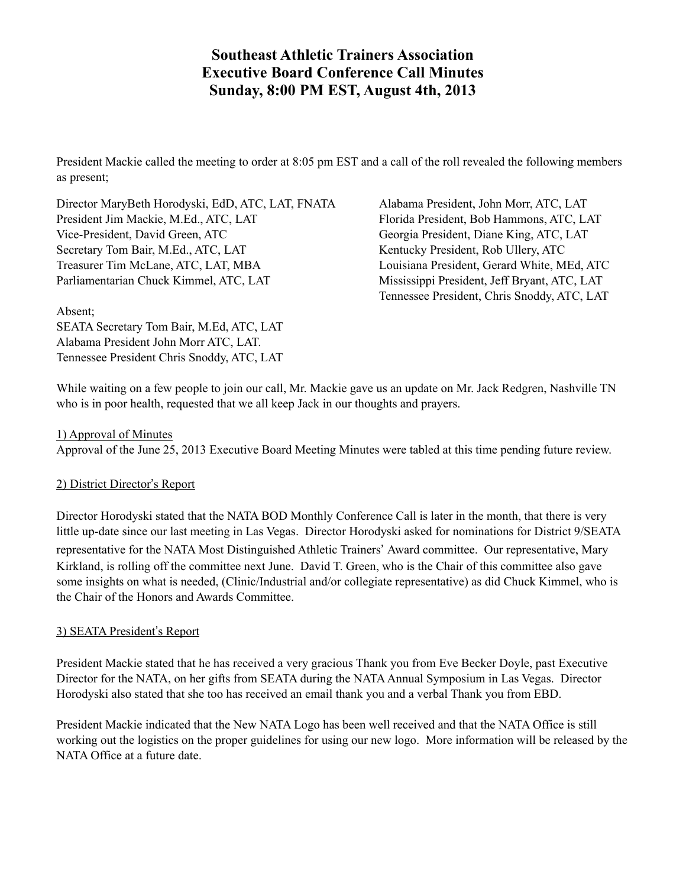# Southeast Athletic Trainers Association
# Executive Board Conference Call Minutes
# Sunday, 8:00 PM EST, August 4th, 2013

President Mackie called the meeting to order at 8:05 pm EST and a call of the roll revealed the following members as present;

Director MaryBeth Horodyski, EdD, ATC, LAT, FNATA
President Jim Mackie, M.Ed., ATC, LAT
Vice-President, David Green, ATC
Secretary Tom Bair, M.Ed., ATC, LAT
Treasurer Tim McLane, ATC, LAT, MBA
Parliamentarian Chuck Kimmel, ATC, LAT

Alabama President, John Morr, ATC, LAT
Florida President, Bob Hammons, ATC, LAT
Georgia President, Diane King, ATC, LAT
Kentucky President, Rob Ullery, ATC
Louisiana President, Gerard White, MEd, ATC
Mississippi President, Jeff Bryant, ATC, LAT
Tennessee President, Chris Snoddy, ATC, LAT

Absent;
SEATA Secretary Tom Bair, M.Ed, ATC, LAT
Alabama President John Morr ATC, LAT.
Tennessee President Chris Snoddy, ATC, LAT

While waiting on a few people to join our call, Mr. Mackie gave us an update on Mr. Jack Redgren, Nashville TN who is in poor health, requested that we all keep Jack in our thoughts and prayers.

1) Approval of Minutes
Approval of the June 25, 2013 Executive Board Meeting Minutes were tabled at this time pending future review.

2) District Director's Report

Director Horodyski stated that the NATA BOD Monthly Conference Call is later in the month, that there is very little up-date since our last meeting in Las Vegas. Director Horodyski asked for nominations for District 9/SEATA representative for the NATA Most Distinguished Athletic Trainers' Award committee. Our representative, Mary Kirkland, is rolling off the committee next June. David T. Green, who is the Chair of this committee also gave some insights on what is needed, (Clinic/Industrial and/or collegiate representative) as did Chuck Kimmel, who is the Chair of the Honors and Awards Committee.

3) SEATA President's Report

President Mackie stated that he has received a very gracious Thank you from Eve Becker Doyle, past Executive Director for the NATA, on her gifts from SEATA during the NATA Annual Symposium in Las Vegas. Director Horodyski also stated that she too has received an email thank you and a verbal Thank you from EBD.

President Mackie indicated that the New NATA Logo has been well received and that the NATA Office is still working out the logistics on the proper guidelines for using our new logo. More information will be released by the NATA Office at a future date.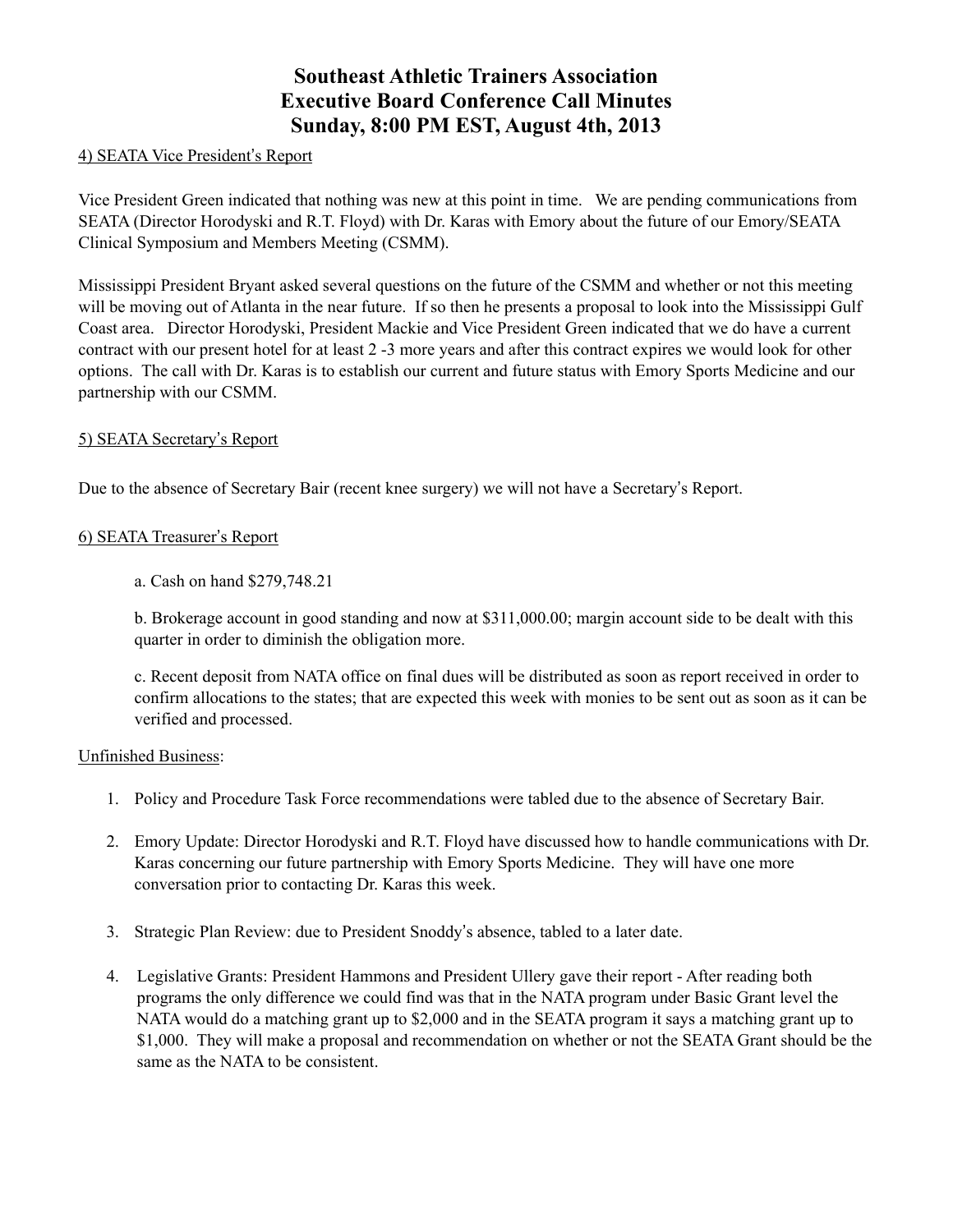# Southeast Athletic Trainers Association
# Executive Board Conference Call Minutes
# Sunday, 8:00 PM EST, August 4th, 2013

4) SEATA Vice President's Report

Vice President Green indicated that nothing was new at this point in time. We are pending communications from SEATA (Director Horodyski and R.T. Floyd) with Dr. Karas with Emory about the future of our Emory/SEATA Clinical Symposium and Members Meeting (CSMM).

Mississippi President Bryant asked several questions on the future of the CSMM and whether or not this meeting will be moving out of Atlanta in the near future. If so then he presents a proposal to look into the Mississippi Gulf Coast area. Director Horodyski, President Mackie and Vice President Green indicated that we do have a current contract with our present hotel for at least 2 -3 more years and after this contract expires we would look for other options. The call with Dr. Karas is to establish our current and future status with Emory Sports Medicine and our partnership with our CSMM.

5) SEATA Secretary's Report

Due to the absence of Secretary Bair (recent knee surgery) we will not have a Secretary's Report.

6) SEATA Treasurer's Report

a. Cash on hand $279,748.21

b. Brokerage account in good standing and now at $311,000.00; margin account side to be dealt with this quarter in order to diminish the obligation more.

c. Recent deposit from NATA office on final dues will be distributed as soon as report received in order to confirm allocations to the states; that are expected this week with monies to be sent out as soon as it can be verified and processed.

Unfinished Business:

1. Policy and Procedure Task Force recommendations were tabled due to the absence of Secretary Bair.

2. Emory Update: Director Horodyski and R.T. Floyd have discussed how to handle communications with Dr. Karas concerning our future partnership with Emory Sports Medicine. They will have one more conversation prior to contacting Dr. Karas this week.

3. Strategic Plan Review: due to President Snoddy's absence, tabled to a later date.

4. Legislative Grants: President Hammons and President Ullery gave their report - After reading both programs the only difference we could find was that in the NATA program under Basic Grant level the NATA would do a matching grant up to $2,000 and in the SEATA program it says a matching grant up to $1,000. They will make a proposal and recommendation on whether or not the SEATA Grant should be the same as the NATA to be consistent.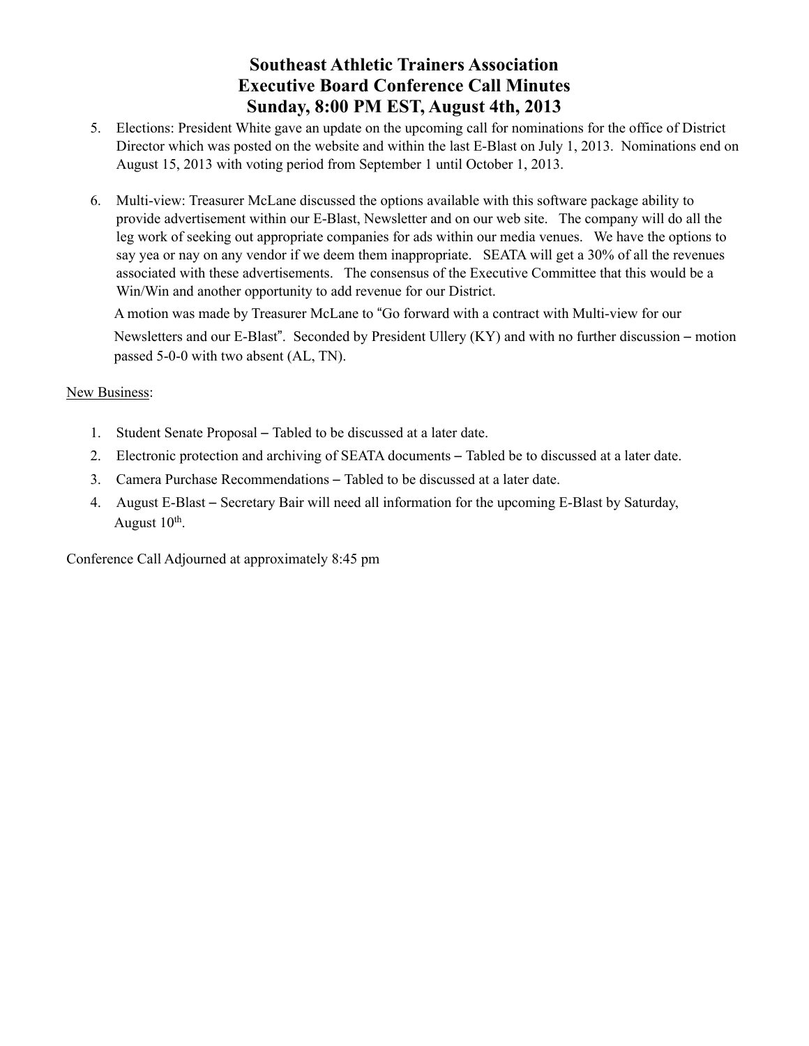# Southeast Athletic Trainers Association
# Executive Board Conference Call Minutes
# Sunday, 8:00 PM EST, August 4th, 2013

5. Elections: President White gave an update on the upcoming call for nominations for the office of District Director which was posted on the website and within the last E-Blast on July 1, 2013. Nominations end on August 15, 2013 with voting period from September 1 until October 1, 2013.

6. Multi-view: Treasurer McLane discussed the options available with this software package ability to provide advertisement within our E-Blast, Newsletter and on our web site. The company will do all the leg work of seeking out appropriate companies for ads within our media venues. We have the options to say yea or nay on any vendor if we deem them inappropriate. SEATA will get a 30% of all the revenues associated with these advertisements. The consensus of the Executive Committee that this would be a Win/Win and another opportunity to add revenue for our District.

   A motion was made by Treasurer McLane to "Go forward with a contract with Multi-view for our Newsletters and our E-Blast". Seconded by President Ullery (KY) and with no further discussion – motion passed 5-0-0 with two absent (AL, TN).

New Business:

1. Student Senate Proposal – Tabled to be discussed at a later date.
2. Electronic protection and archiving of SEATA documents – Tabled be to discussed at a later date.
3. Camera Purchase Recommendations – Tabled to be discussed at a later date.
4. August E-Blast – Secretary Bair will need all information for the upcoming E-Blast by Saturday, August 10th.

Conference Call Adjourned at approximately 8:45 pm